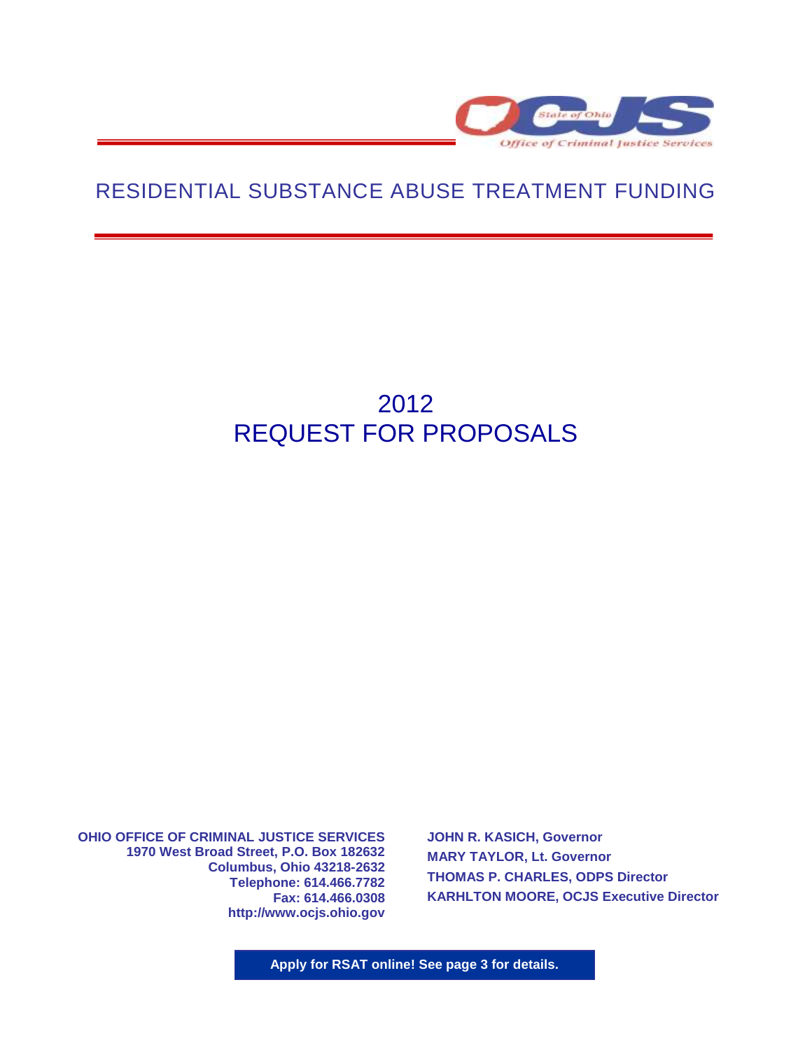State of Ohio OCJS

Office of Criminal Justice Services

# RESIDENTIAL SUBSTANCE ABUSE TREATMENT FUNDING

# 2012
# REQUEST FOR PROPOSALS

**OHIO OFFICE OF CRIMINAL JUSTICE SERVICES**
**1970 West Broad Street, P.O. Box 182632**
**Columbus, Ohio 43218-2632**
**Telephone: 614.466.7782**
**Fax: 614.466.0308**
**http://www.ocjs.ohio.gov**

**JOHN R. KASICH, Governor**
**MARY TAYLOR, Lt. Governor**
**THOMAS P. CHARLES, ODPS Director**
**KARHLTON MOORE, OCJS Executive Director**

**Apply for RSAT online! See page 3 for details.**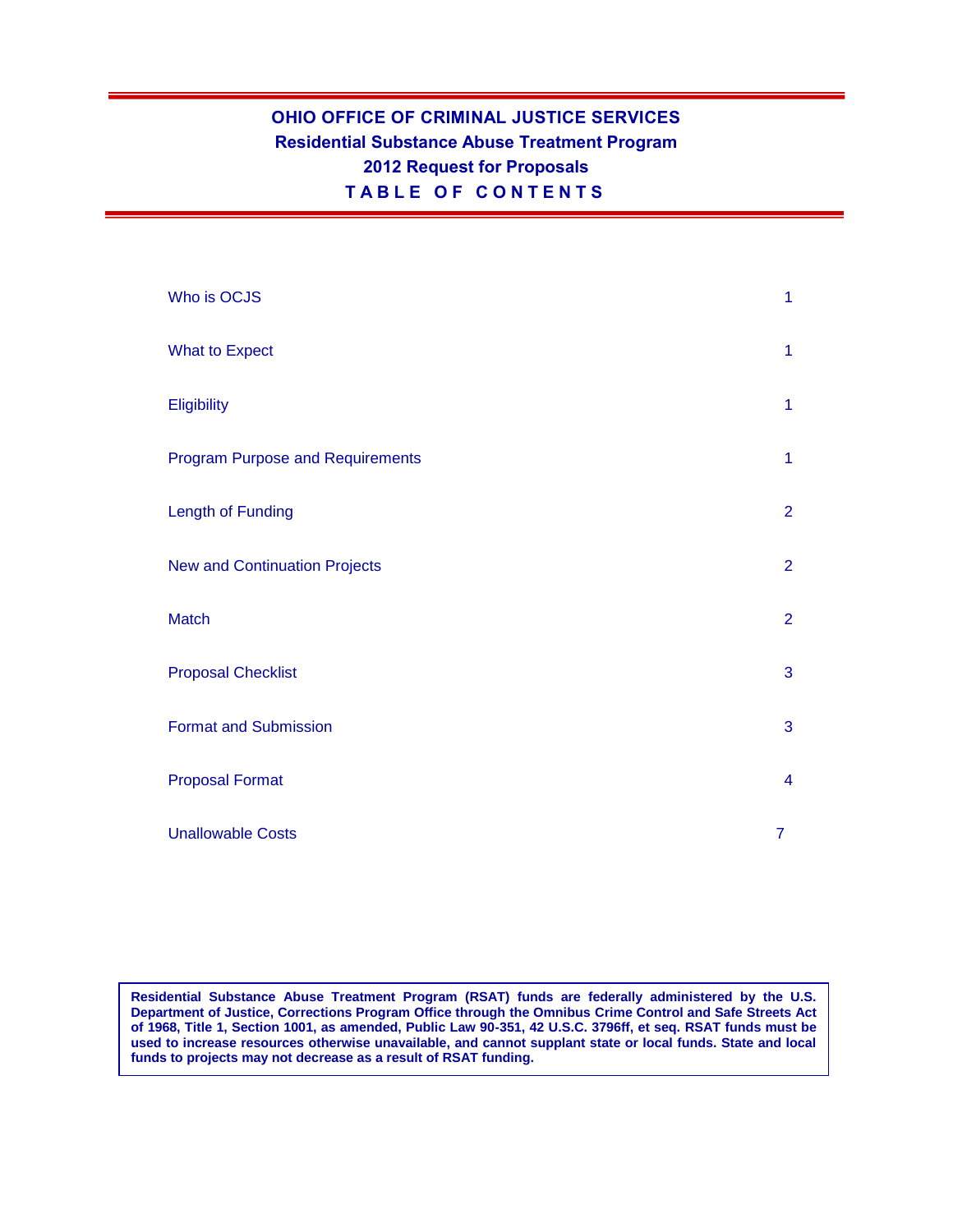# OHIO OFFICE OF CRIMINAL JUSTICE SERVICES
## Residential Substance Abuse Treatment Program
## 2012 Request for Proposals
## TABLE OF CONTENTS

| | |
|---|---|
| Who is OCJS | 1 |
| What to Expect | 1 |
| Eligibility | 1 |
| Program Purpose and Requirements | 1 |
| Length of Funding | 2 |
| New and Continuation Projects | 2 |
| Match | 2 |
| Proposal Checklist | 3 |
| Format and Submission | 3 |
| Proposal Format | 4 |
| Unallowable Costs | 7 |

**Residential Substance Abuse Treatment Program (RSAT) funds are federally administered by the U.S. Department of Justice, Corrections Program Office through the Omnibus Crime Control and Safe Streets Act of 1968, Title 1, Section 1001, as amended, Public Law 90-351, 42 U.S.C. 3796ff, et seq. RSAT funds must be used to increase resources otherwise unavailable, and cannot supplant state or local funds. State and local funds to projects may not decrease as a result of RSAT funding.**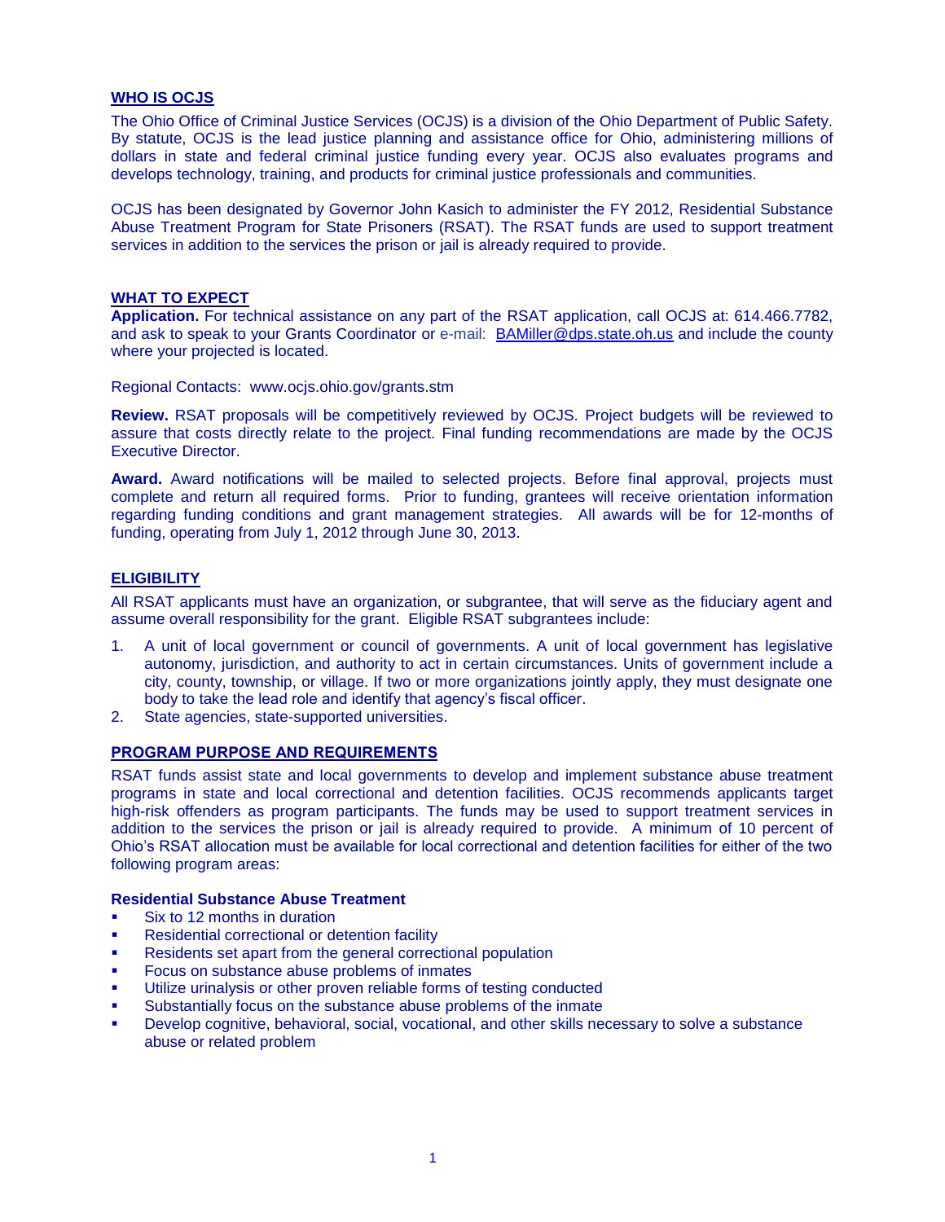## WHO IS OCJS

The Ohio Office of Criminal Justice Services (OCJS) is a division of the Ohio Department of Public Safety. By statute, OCJS is the lead justice planning and assistance office for Ohio, administering millions of dollars in state and federal criminal justice funding every year. OCJS also evaluates programs and develops technology, training, and products for criminal justice professionals and communities.

OCJS has been designated by Governor John Kasich to administer the FY 2012, Residential Substance Abuse Treatment Program for State Prisoners (RSAT). The RSAT funds are used to support treatment services in addition to the services the prison or jail is already required to provide.

## WHAT TO EXPECT

**Application.** For technical assistance on any part of the RSAT application, call OCJS at: 614.466.7782, and ask to speak to your Grants Coordinator or e-mail: BAMiller@dps.state.oh.us and include the county where your projected is located.

Regional Contacts: www.ocjs.ohio.gov/grants.stm

**Review.** RSAT proposals will be competitively reviewed by OCJS. Project budgets will be reviewed to assure that costs directly relate to the project. Final funding recommendations are made by the OCJS Executive Director.

**Award.** Award notifications will be mailed to selected projects. Before final approval, projects must complete and return all required forms. Prior to funding, grantees will receive orientation information regarding funding conditions and grant management strategies. All awards will be for 12-months of funding, operating from July 1, 2012 through June 30, 2013.

## ELIGIBILITY

All RSAT applicants must have an organization, or subgrantee, that will serve as the fiduciary agent and assume overall responsibility for the grant. Eligible RSAT subgrantees include:

1. A unit of local government or council of governments. A unit of local government has legislative autonomy, jurisdiction, and authority to act in certain circumstances. Units of government include a city, county, township, or village. If two or more organizations jointly apply, they must designate one body to take the lead role and identify that agency's fiscal officer.
2. State agencies, state-supported universities.

## PROGRAM PURPOSE AND REQUIREMENTS

RSAT funds assist state and local governments to develop and implement substance abuse treatment programs in state and local correctional and detention facilities. OCJS recommends applicants target high-risk offenders as program participants. The funds may be used to support treatment services in addition to the services the prison or jail is already required to provide. A minimum of 10 percent of Ohio's RSAT allocation must be available for local correctional and detention facilities for either of the two following program areas:

### Residential Substance Abuse Treatment

- Six to 12 months in duration
- Residential correctional or detention facility
- Residents set apart from the general correctional population
- Focus on substance abuse problems of inmates
- Utilize urinalysis or other proven reliable forms of testing conducted
- Substantially focus on the substance abuse problems of the inmate
- Develop cognitive, behavioral, social, vocational, and other skills necessary to solve a substance abuse or related problem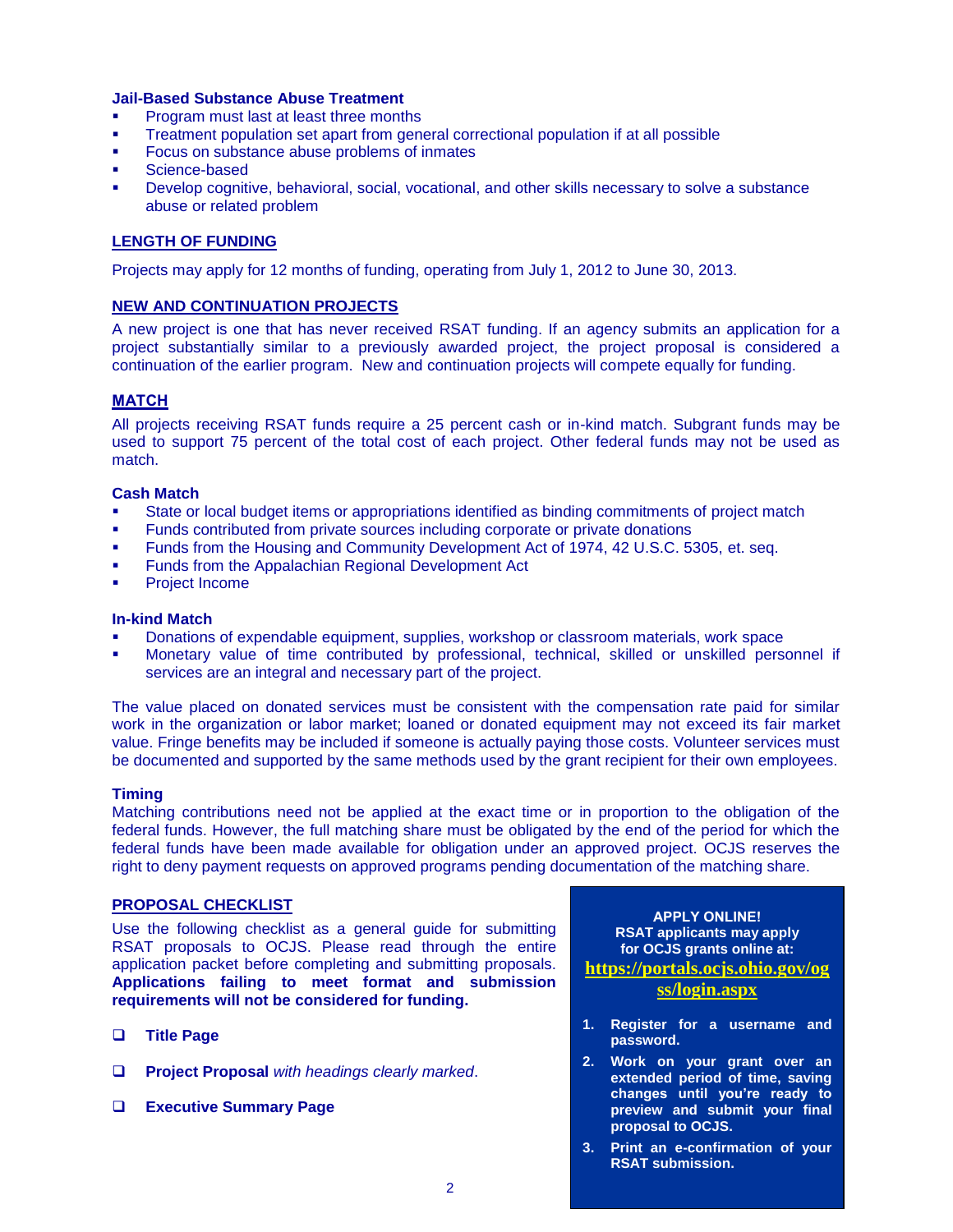**Jail-Based Substance Abuse Treatment**

- Program must last at least three months
- Treatment population set apart from general correctional population if at all possible
- Focus on substance abuse problems of inmates
- Science-based
- Develop cognitive, behavioral, social, vocational, and other skills necessary to solve a substance abuse or related problem

## LENGTH OF FUNDING

Projects may apply for 12 months of funding, operating from July 1, 2012 to June 30, 2013.

## NEW AND CONTINUATION PROJECTS

A new project is one that has never received RSAT funding. If an agency submits an application for a project substantially similar to a previously awarded project, the project proposal is considered a continuation of the earlier program. New and continuation projects will compete equally for funding.

## MATCH

All projects receiving RSAT funds require a 25 percent cash or in-kind match. Subgrant funds may be used to support 75 percent of the total cost of each project. Other federal funds may not be used as match.

### Cash Match

- State or local budget items or appropriations identified as binding commitments of project match
- Funds contributed from private sources including corporate or private donations
- Funds from the Housing and Community Development Act of 1974, 42 U.S.C. 5305, et. seq.
- Funds from the Appalachian Regional Development Act
- Project Income

### In-kind Match

- Donations of expendable equipment, supplies, workshop or classroom materials, work space
- Monetary value of time contributed by professional, technical, skilled or unskilled personnel if services are an integral and necessary part of the project.

The value placed on donated services must be consistent with the compensation rate paid for similar work in the organization or labor market; loaned or donated equipment may not exceed its fair market value. Fringe benefits may be included if someone is actually paying those costs. Volunteer services must be documented and supported by the same methods used by the grant recipient for their own employees.

### Timing

Matching contributions need not be applied at the exact time or in proportion to the obligation of the federal funds. However, the full matching share must be obligated by the end of the period for which the federal funds have been made available for obligation under an approved project. OCJS reserves the right to deny payment requests on approved programs pending documentation of the matching share.

## PROPOSAL CHECKLIST

Use the following checklist as a general guide for submitting RSAT proposals to OCJS. Please read through the entire application packet before completing and submitting proposals. **Applications failing to meet format and submission requirements will not be considered for funding.**

- ❑ **Title Page**
- ❑ **Project Proposal** *with headings clearly marked*.
- ❑ **Executive Summary Page**

**APPLY ONLINE!**
**RSAT applicants may apply for OCJS grants online at:**
**https://portals.ocjs.ohio.gov/ogss/login.aspx**

1. **Register for a username and password.**
2. **Work on your grant over an extended period of time, saving changes until you're ready to preview and submit your final proposal to OCJS.**
3. **Print an e-confirmation of your RSAT submission.**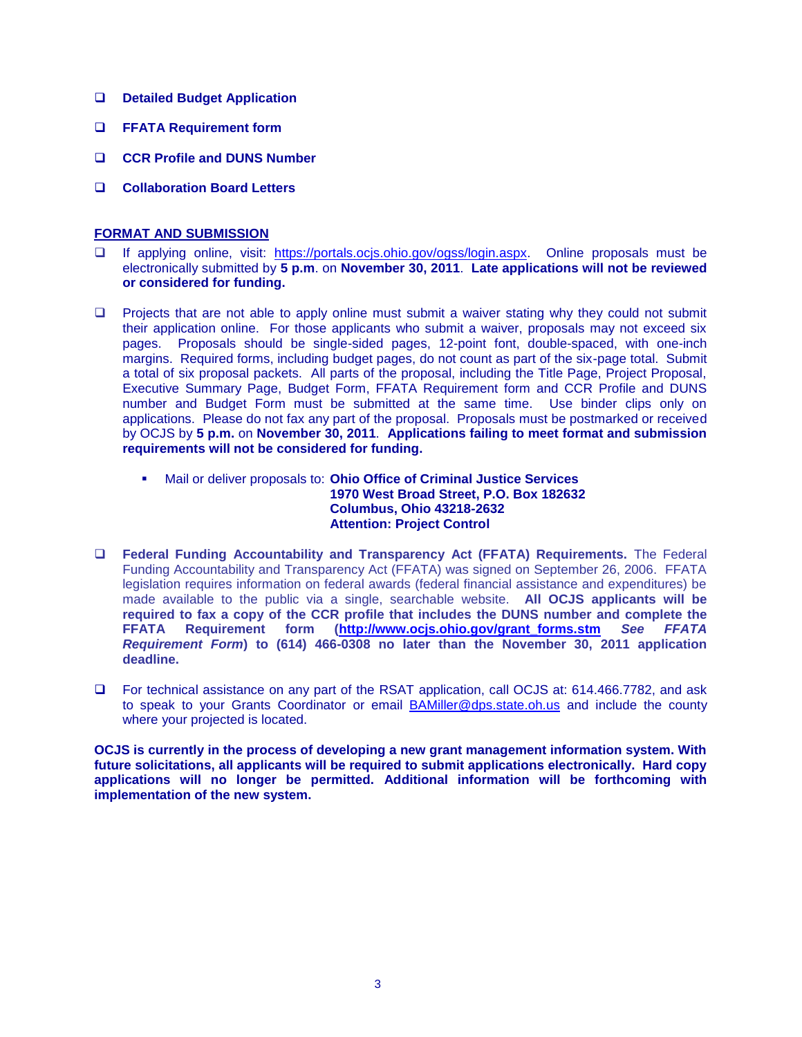- **Detailed Budget Application**
- **FFATA Requirement form**
- **CCR Profile and DUNS Number**
- **Collaboration Board Letters**

## FORMAT AND SUBMISSION

- If applying online, visit: https://portals.ocjs.ohio.gov/ogss/login.aspx. Online proposals must be electronically submitted by **5 p.m**. on **November 30, 2011**. **Late applications will not be reviewed or considered for funding.**

- Projects that are not able to apply online must submit a waiver stating why they could not submit their application online. For those applicants who submit a waiver, proposals may not exceed six pages. Proposals should be single-sided pages, 12-point font, double-spaced, with one-inch margins. Required forms, including budget pages, do not count as part of the six-page total. Submit a total of six proposal packets. All parts of the proposal, including the Title Page, Project Proposal, Executive Summary Page, Budget Form, FFATA Requirement form and CCR Profile and DUNS number and Budget Form must be submitted at the same time. Use binder clips only on applications. Please do not fax any part of the proposal. Proposals must be postmarked or received by OCJS by **5 p.m.** on **November 30, 2011**. **Applications failing to meet format and submission requirements will not be considered for funding.**

  - Mail or deliver proposals to: **Ohio Office of Criminal Justice Services**
    **1970 West Broad Street, P.O. Box 182632**
    **Columbus, Ohio 43218-2632**
    **Attention: Project Control**

- **Federal Funding Accountability and Transparency Act (FFATA) Requirements.** The Federal Funding Accountability and Transparency Act (FFATA) was signed on September 26, 2006. FFATA legislation requires information on federal awards (federal financial assistance and expenditures) be made available to the public via a single, searchable website. **All OCJS applicants will be required to fax a copy of the CCR profile that includes the DUNS number and complete the FFATA Requirement form (http://www.ocjs.ohio.gov/grant_forms.stm *See FFATA Requirement Form*) to (614) 466-0308 no later than the November 30, 2011 application deadline.**

- For technical assistance on any part of the RSAT application, call OCJS at: 614.466.7782, and ask to speak to your Grants Coordinator or email BAMiller@dps.state.oh.us and include the county where your projected is located.

**OCJS is currently in the process of developing a new grant management information system. With future solicitations, all applicants will be required to submit applications electronically. Hard copy applications will no longer be permitted. Additional information will be forthcoming with implementation of the new system.**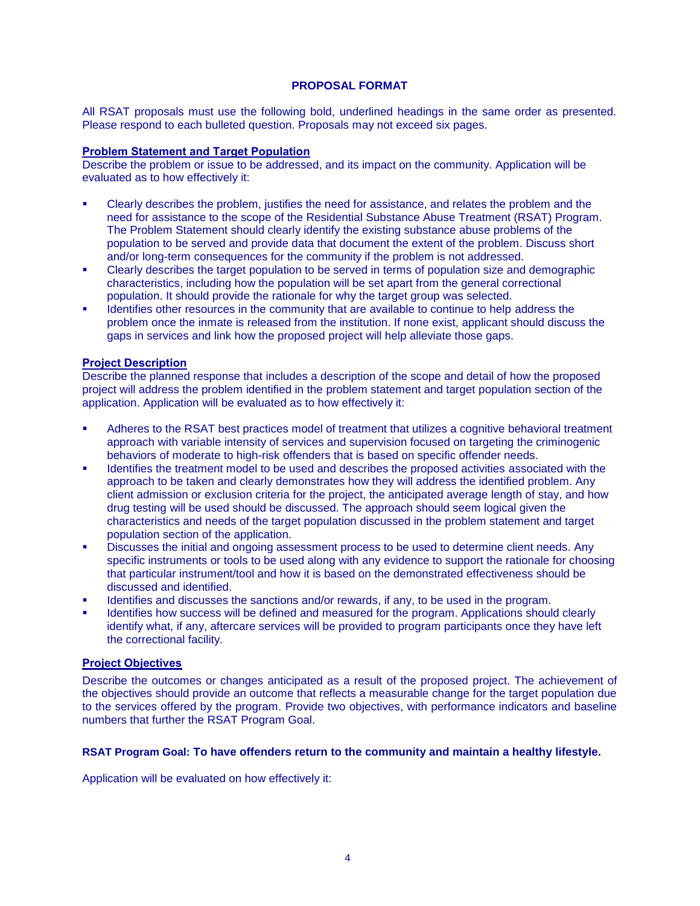## PROPOSAL FORMAT

All RSAT proposals must use the following bold, underlined headings in the same order as presented. Please respond to each bulleted question. Proposals may not exceed six pages.

### Problem Statement and Target Population

Describe the problem or issue to be addressed, and its impact on the community. Application will be evaluated as to how effectively it:

- Clearly describes the problem, justifies the need for assistance, and relates the problem and the need for assistance to the scope of the Residential Substance Abuse Treatment (RSAT) Program. The Problem Statement should clearly identify the existing substance abuse problems of the population to be served and provide data that document the extent of the problem. Discuss short and/or long-term consequences for the community if the problem is not addressed.
- Clearly describes the target population to be served in terms of population size and demographic characteristics, including how the population will be set apart from the general correctional population. It should provide the rationale for why the target group was selected.
- Identifies other resources in the community that are available to continue to help address the problem once the inmate is released from the institution. If none exist, applicant should discuss the gaps in services and link how the proposed project will help alleviate those gaps.

### Project Description

Describe the planned response that includes a description of the scope and detail of how the proposed project will address the problem identified in the problem statement and target population section of the application. Application will be evaluated as to how effectively it:

- Adheres to the RSAT best practices model of treatment that utilizes a cognitive behavioral treatment approach with variable intensity of services and supervision focused on targeting the criminogenic behaviors of moderate to high-risk offenders that is based on specific offender needs.
- Identifies the treatment model to be used and describes the proposed activities associated with the approach to be taken and clearly demonstrates how they will address the identified problem. Any client admission or exclusion criteria for the project, the anticipated average length of stay, and how drug testing will be used should be discussed. The approach should seem logical given the characteristics and needs of the target population discussed in the problem statement and target population section of the application.
- Discusses the initial and ongoing assessment process to be used to determine client needs. Any specific instruments or tools to be used along with any evidence to support the rationale for choosing that particular instrument/tool and how it is based on the demonstrated effectiveness should be discussed and identified.
- Identifies and discusses the sanctions and/or rewards, if any, to be used in the program.
- Identifies how success will be defined and measured for the program. Applications should clearly identify what, if any, aftercare services will be provided to program participants once they have left the correctional facility.

### Project Objectives

Describe the outcomes or changes anticipated as a result of the proposed project. The achievement of the objectives should provide an outcome that reflects a measurable change for the target population due to the services offered by the program. Provide two objectives, with performance indicators and baseline numbers that further the RSAT Program Goal.

**RSAT Program Goal: To have offenders return to the community and maintain a healthy lifestyle.**

Application will be evaluated on how effectively it: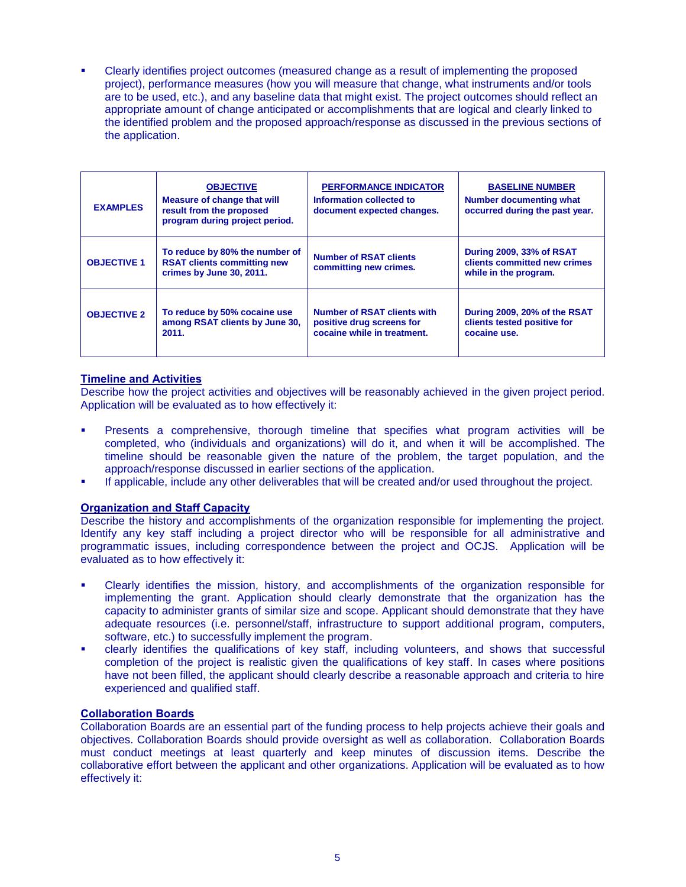- Clearly identifies project outcomes (measured change as a result of implementing the proposed project), performance measures (how you will measure that change, what instruments and/or tools are to be used, etc.), and any baseline data that might exist. The project outcomes should reflect an appropriate amount of change anticipated or accomplishments that are logical and clearly linked to the identified problem and the proposed approach/response as discussed in the previous sections of the application.

| **EXAMPLES** | **OBJECTIVE**<br>**Measure of change that will result from the proposed program during project period.** | **PERFORMANCE INDICATOR**<br>**Information collected to document expected changes.** | **BASELINE NUMBER**<br>**Number documenting what occurred during the past year.** |
|---|---|---|---|
| **OBJECTIVE 1** | **To reduce by 80% the number of RSAT clients committing new crimes by June 30, 2011.** | **Number of RSAT clients committing new crimes.** | **During 2009, 33% of RSAT clients committed new crimes while in the program.** |
| **OBJECTIVE 2** | **To reduce by 50% cocaine use among RSAT clients by June 30, 2011.** | **Number of RSAT clients with positive drug screens for cocaine while in treatment.** | **During 2009, 20% of the RSAT clients tested positive for cocaine use.** |

## Timeline and Activities

Describe how the project activities and objectives will be reasonably achieved in the given project period. Application will be evaluated as to how effectively it:

- Presents a comprehensive, thorough timeline that specifies what program activities will be completed, who (individuals and organizations) will do it, and when it will be accomplished. The timeline should be reasonable given the nature of the problem, the target population, and the approach/response discussed in earlier sections of the application.
- If applicable, include any other deliverables that will be created and/or used throughout the project.

## Organization and Staff Capacity

Describe the history and accomplishments of the organization responsible for implementing the project. Identify any key staff including a project director who will be responsible for all administrative and programmatic issues, including correspondence between the project and OCJS. Application will be evaluated as to how effectively it:

- Clearly identifies the mission, history, and accomplishments of the organization responsible for implementing the grant. Application should clearly demonstrate that the organization has the capacity to administer grants of similar size and scope. Applicant should demonstrate that they have adequate resources (i.e. personnel/staff, infrastructure to support additional program, computers, software, etc.) to successfully implement the program.
- clearly identifies the qualifications of key staff, including volunteers, and shows that successful completion of the project is realistic given the qualifications of key staff. In cases where positions have not been filled, the applicant should clearly describe a reasonable approach and criteria to hire experienced and qualified staff.

## Collaboration Boards

Collaboration Boards are an essential part of the funding process to help projects achieve their goals and objectives. Collaboration Boards should provide oversight as well as collaboration. Collaboration Boards must conduct meetings at least quarterly and keep minutes of discussion items. Describe the collaborative effort between the applicant and other organizations. Application will be evaluated as to how effectively it: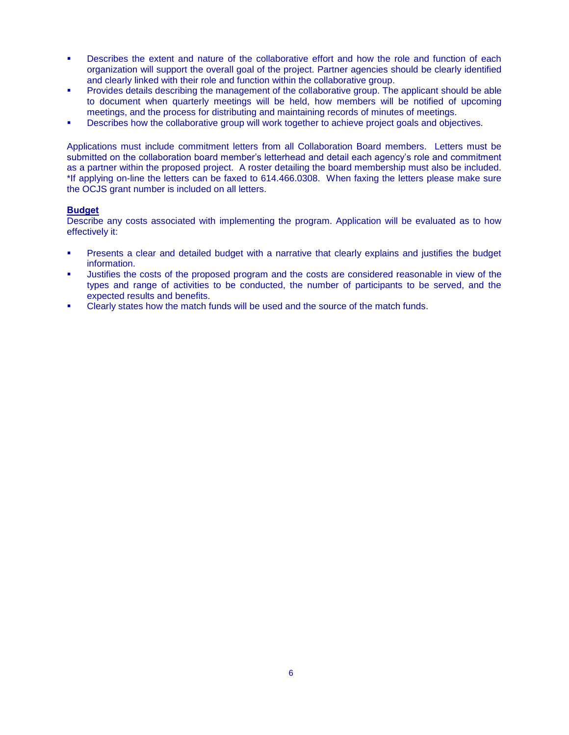- Describes the extent and nature of the collaborative effort and how the role and function of each organization will support the overall goal of the project. Partner agencies should be clearly identified and clearly linked with their role and function within the collaborative group.
- Provides details describing the management of the collaborative group. The applicant should be able to document when quarterly meetings will be held, how members will be notified of upcoming meetings, and the process for distributing and maintaining records of minutes of meetings.
- Describes how the collaborative group will work together to achieve project goals and objectives.

Applications must include commitment letters from all Collaboration Board members. Letters must be submitted on the collaboration board member's letterhead and detail each agency's role and commitment as a partner within the proposed project. A roster detailing the board membership must also be included. *If applying on-line the letters can be faxed to 614.466.0308. When faxing the letters please make sure the OCJS grant number is included on all letters.

**Budget**

Describe any costs associated with implementing the program. Application will be evaluated as to how effectively it:

- Presents a clear and detailed budget with a narrative that clearly explains and justifies the budget information.
- Justifies the costs of the proposed program and the costs are considered reasonable in view of the types and range of activities to be conducted, the number of participants to be served, and the expected results and benefits.
- Clearly states how the match funds will be used and the source of the match funds.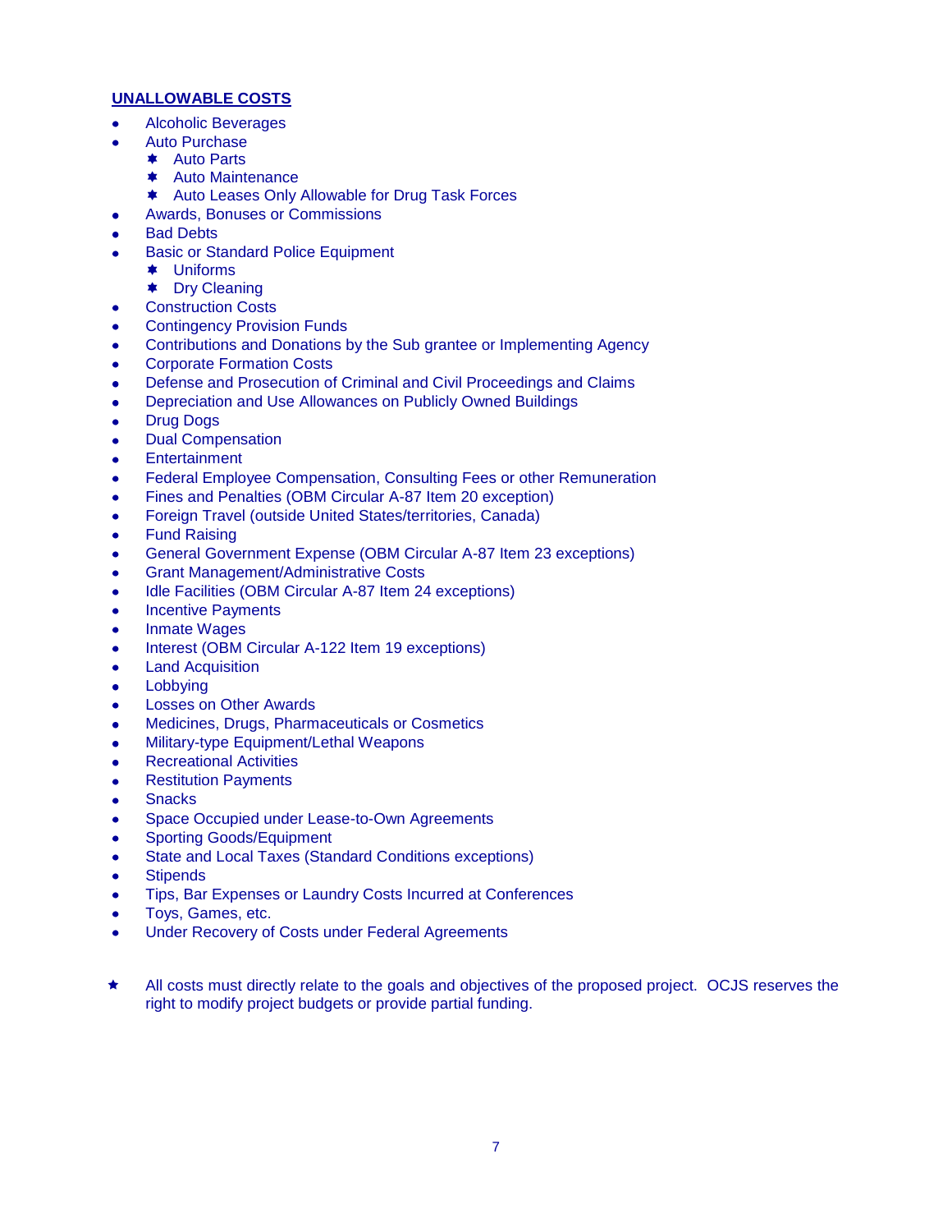**UNALLOWABLE COSTS**

- Alcoholic Beverages
- Auto Purchase
  - Auto Parts
  - Auto Maintenance
  - Auto Leases Only Allowable for Drug Task Forces
- Awards, Bonuses or Commissions
- Bad Debts
- Basic or Standard Police Equipment
  - Uniforms
  - Dry Cleaning
- Construction Costs
- Contingency Provision Funds
- Contributions and Donations by the Sub grantee or Implementing Agency
- Corporate Formation Costs
- Defense and Prosecution of Criminal and Civil Proceedings and Claims
- Depreciation and Use Allowances on Publicly Owned Buildings
- Drug Dogs
- Dual Compensation
- Entertainment
- Federal Employee Compensation, Consulting Fees or other Remuneration
- Fines and Penalties (OBM Circular A-87 Item 20 exception)
- Foreign Travel (outside United States/territories, Canada)
- Fund Raising
- General Government Expense (OBM Circular A-87 Item 23 exceptions)
- Grant Management/Administrative Costs
- Idle Facilities (OBM Circular A-87 Item 24 exceptions)
- Incentive Payments
- Inmate Wages
- Interest (OBM Circular A-122 Item 19 exceptions)
- Land Acquisition
- Lobbying
- Losses on Other Awards
- Medicines, Drugs, Pharmaceuticals or Cosmetics
- Military-type Equipment/Lethal Weapons
- Recreational Activities
- Restitution Payments
- Snacks
- Space Occupied under Lease-to-Own Agreements
- Sporting Goods/Equipment
- State and Local Taxes (Standard Conditions exceptions)
- Stipends
- Tips, Bar Expenses or Laundry Costs Incurred at Conferences
- Toys, Games, etc.
- Under Recovery of Costs under Federal Agreements

★ All costs must directly relate to the goals and objectives of the proposed project. OCJS reserves the right to modify project budgets or provide partial funding.